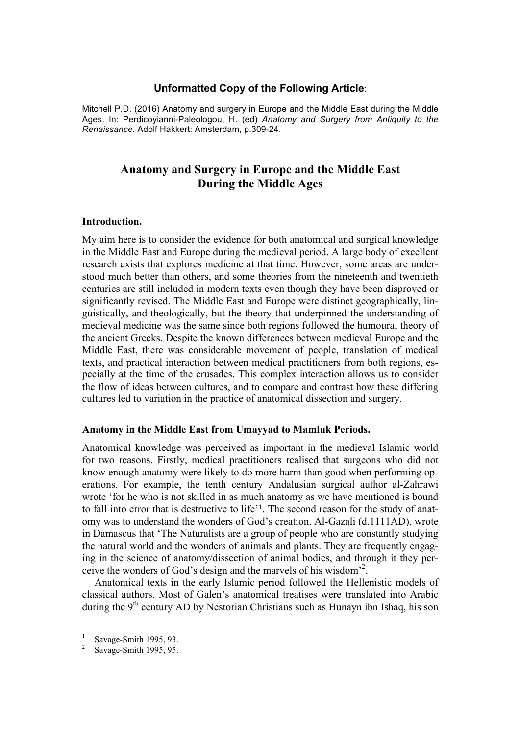**Unformatted Copy of the Following Article**:

Mitchell P.D. (2016) Anatomy and surgery in Europe and the Middle East during the Middle Ages. In: Perdicoyianni-Paleologou, H. (ed) *Anatomy and Surgery from Antiquity to the Renaissance.* Adolf Hakkert: Amsterdam, p.309-24.

# Anatomy and Surgery in Europe and the Middle East During the Middle Ages

## Introduction.

My aim here is to consider the evidence for both anatomical and surgical knowledge in the Middle East and Europe during the medieval period. A large body of excellent research exists that explores medicine at that time. However, some areas are understood much better than others, and some theories from the nineteenth and twentieth centuries are still included in modern texts even though they have been disproved or significantly revised. The Middle East and Europe were distinct geographically, linguistically, and theologically, but the theory that underpinned the understanding of medieval medicine was the same since both regions followed the humoural theory of the ancient Greeks. Despite the known differences between medieval Europe and the Middle East, there was considerable movement of people, translation of medical texts, and practical interaction between medical practitioners from both regions, especially at the time of the crusades. This complex interaction allows us to consider the flow of ideas between cultures, and to compare and contrast how these differing cultures led to variation in the practice of anatomical dissection and surgery.

## Anatomy in the Middle East from Umayyad to Mamluk Periods.

Anatomical knowledge was perceived as important in the medieval Islamic world for two reasons. Firstly, medical practitioners realised that surgeons who did not know enough anatomy were likely to do more harm than good when performing operations. For example, the tenth century Andalusian surgical author al-Zahrawi wrote 'for he who is not skilled in as much anatomy as we have mentioned is bound to fall into error that is destructive to life'[1]. The second reason for the study of anatomy was to understand the wonders of God's creation. Al-Gazali (d.1111AD), wrote in Damascus that 'The Naturalists are a group of people who are constantly studying the natural world and the wonders of animals and plants. They are frequently engaging in the science of anatomy/dissection of animal bodies, and through it they perceive the wonders of God's design and the marvels of his wisdom'[2].

Anatomical texts in the early Islamic period followed the Hellenistic models of classical authors. Most of Galen's anatomical treatises were translated into Arabic during the 9th century AD by Nestorian Christians such as Hunayn ibn Ishaq, his son

[1] Savage-Smith 1995, 93.

[2] Savage-Smith 1995, 95.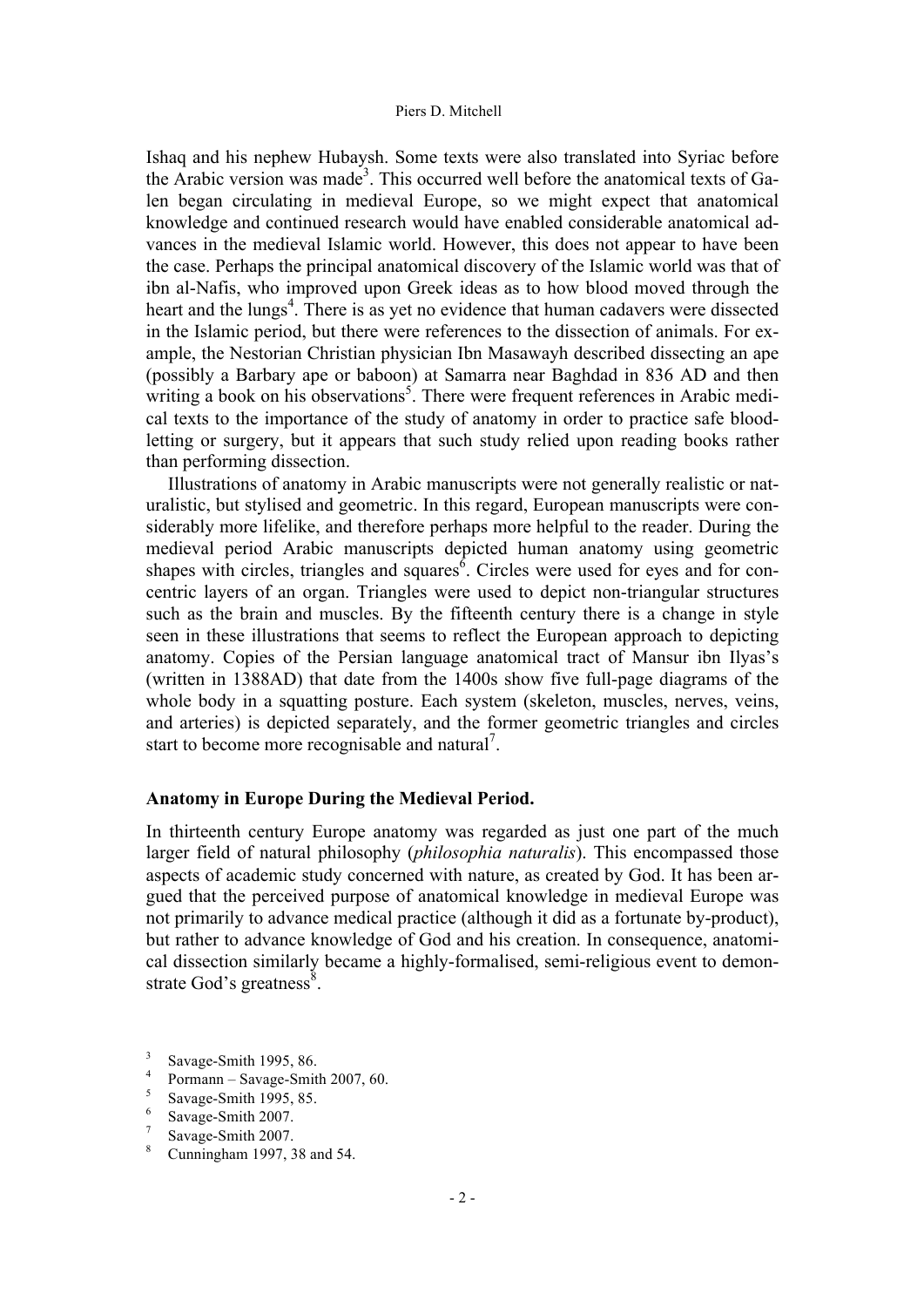Ishaq and his nephew Hubaysh. Some texts were also translated into Syriac before the Arabic version was made[3]. This occurred well before the anatomical texts of Galen began circulating in medieval Europe, so we might expect that anatomical knowledge and continued research would have enabled considerable anatomical advances in the medieval Islamic world. However, this does not appear to have been the case. Perhaps the principal anatomical discovery of the Islamic world was that of ibn al-Nafis, who improved upon Greek ideas as to how blood moved through the heart and the lungs[4]. There is as yet no evidence that human cadavers were dissected in the Islamic period, but there were references to the dissection of animals. For example, the Nestorian Christian physician Ibn Masawayh described dissecting an ape (possibly a Barbary ape or baboon) at Samarra near Baghdad in 836 AD and then writing a book on his observations[5]. There were frequent references in Arabic medical texts to the importance of the study of anatomy in order to practice safe bloodletting or surgery, but it appears that such study relied upon reading books rather than performing dissection.

Illustrations of anatomy in Arabic manuscripts were not generally realistic or naturalistic, but stylised and geometric. In this regard, European manuscripts were considerably more lifelike, and therefore perhaps more helpful to the reader. During the medieval period Arabic manuscripts depicted human anatomy using geometric shapes with circles, triangles and squares[6]. Circles were used for eyes and for concentric layers of an organ. Triangles were used to depict non-triangular structures such as the brain and muscles. By the fifteenth century there is a change in style seen in these illustrations that seems to reflect the European approach to depicting anatomy. Copies of the Persian language anatomical tract of Mansur ibn Ilyas's (written in 1388AD) that date from the 1400s show five full-page diagrams of the whole body in a squatting posture. Each system (skeleton, muscles, nerves, veins, and arteries) is depicted separately, and the former geometric triangles and circles start to become more recognisable and natural[7].

### Anatomy in Europe During the Medieval Period.

In thirteenth century Europe anatomy was regarded as just one part of the much larger field of natural philosophy (*philosophia naturalis*). This encompassed those aspects of academic study concerned with nature, as created by God. It has been argued that the perceived purpose of anatomical knowledge in medieval Europe was not primarily to advance medical practice (although it did as a fortunate by-product), but rather to advance knowledge of God and his creation. In consequence, anatomical dissection similarly became a highly-formalised, semi-religious event to demonstrate God's greatness[8].

[3] Savage-Smith 1995, 86.

[4] Pormann – Savage-Smith 2007, 60.

[5] Savage-Smith 1995, 85.

[6] Savage-Smith 2007.

[7] Savage-Smith 2007.

[8] Cunningham 1997, 38 and 54.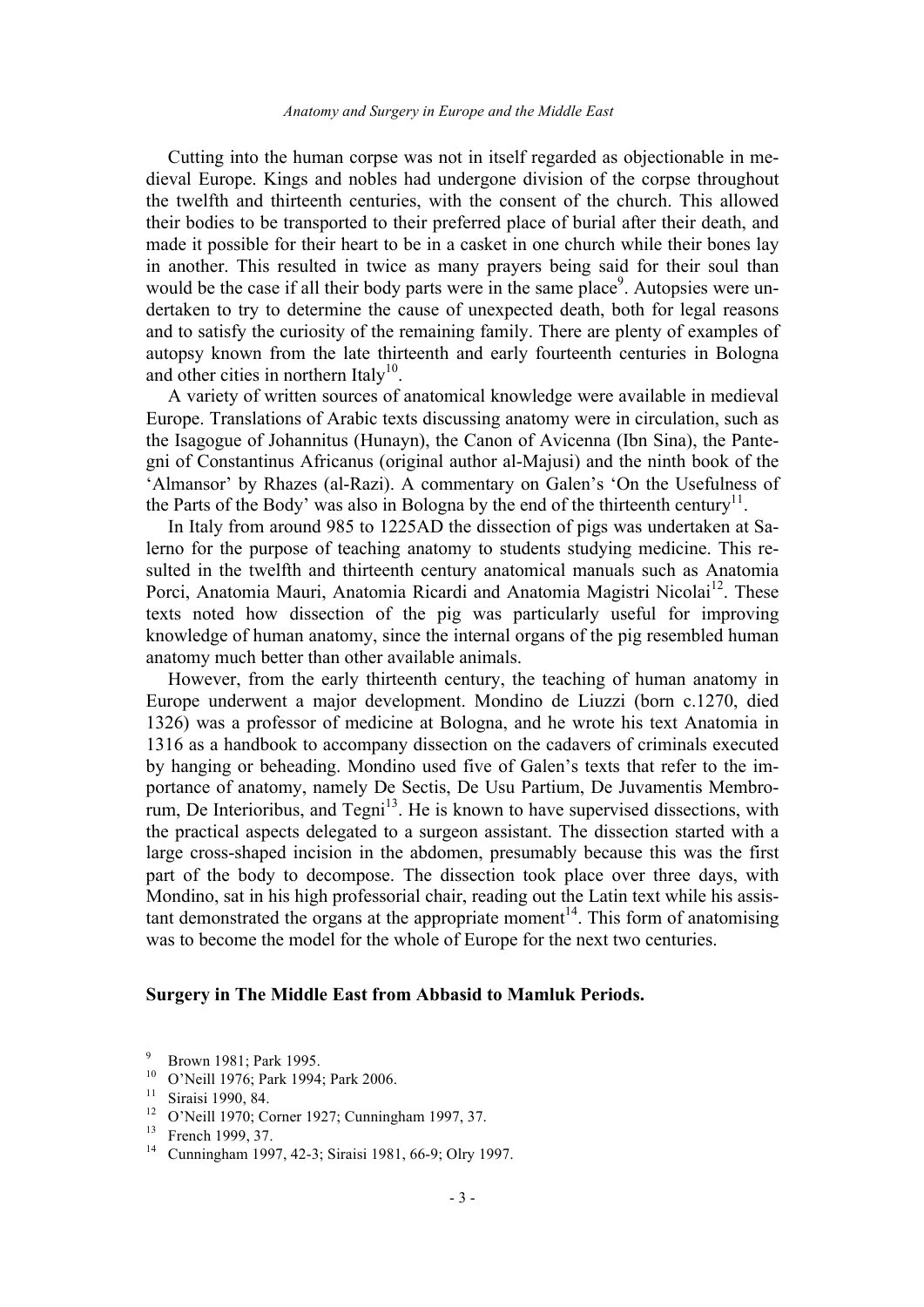Cutting into the human corpse was not in itself regarded as objectionable in medieval Europe. Kings and nobles had undergone division of the corpse throughout the twelfth and thirteenth centuries, with the consent of the church. This allowed their bodies to be transported to their preferred place of burial after their death, and made it possible for their heart to be in a casket in one church while their bones lay in another. This resulted in twice as many prayers being said for their soul than would be the case if all their body parts were in the same place[9]. Autopsies were undertaken to try to determine the cause of unexpected death, both for legal reasons and to satisfy the curiosity of the remaining family. There are plenty of examples of autopsy known from the late thirteenth and early fourteenth centuries in Bologna and other cities in northern Italy[10].

A variety of written sources of anatomical knowledge were available in medieval Europe. Translations of Arabic texts discussing anatomy were in circulation, such as the Isagogue of Johannitus (Hunayn), the Canon of Avicenna (Ibn Sina), the Pantegni of Constantinus Africanus (original author al-Majusi) and the ninth book of the 'Almansor' by Rhazes (al-Razi). A commentary on Galen's 'On the Usefulness of the Parts of the Body' was also in Bologna by the end of the thirteenth century[11].

In Italy from around 985 to 1225AD the dissection of pigs was undertaken at Salerno for the purpose of teaching anatomy to students studying medicine. This resulted in the twelfth and thirteenth century anatomical manuals such as Anatomia Porci, Anatomia Mauri, Anatomia Ricardi and Anatomia Magistri Nicolai[12]. These texts noted how dissection of the pig was particularly useful for improving knowledge of human anatomy, since the internal organs of the pig resembled human anatomy much better than other available animals.

However, from the early thirteenth century, the teaching of human anatomy in Europe underwent a major development. Mondino de Liuzzi (born c.1270, died 1326) was a professor of medicine at Bologna, and he wrote his text Anatomia in 1316 as a handbook to accompany dissection on the cadavers of criminals executed by hanging or beheading. Mondino used five of Galen's texts that refer to the importance of anatomy, namely De Sectis, De Usu Partium, De Juvamentis Membrorum, De Interioribus, and Tegni[13]. He is known to have supervised dissections, with the practical aspects delegated to a surgeon assistant. The dissection started with a large cross-shaped incision in the abdomen, presumably because this was the first part of the body to decompose. The dissection took place over three days, with Mondino, sat in his high professorial chair, reading out the Latin text while his assistant demonstrated the organs at the appropriate moment[14]. This form of anatomising was to become the model for the whole of Europe for the next two centuries.

## Surgery in The Middle East from Abbasid to Mamluk Periods.

[9] Brown 1981; Park 1995.

[10] O'Neill 1976; Park 1994; Park 2006.

[11] Siraisi 1990, 84.

[12] O'Neill 1970; Corner 1927; Cunningham 1997, 37.

[13] French 1999, 37.

[14] Cunningham 1997, 42-3; Siraisi 1981, 66-9; Olry 1997.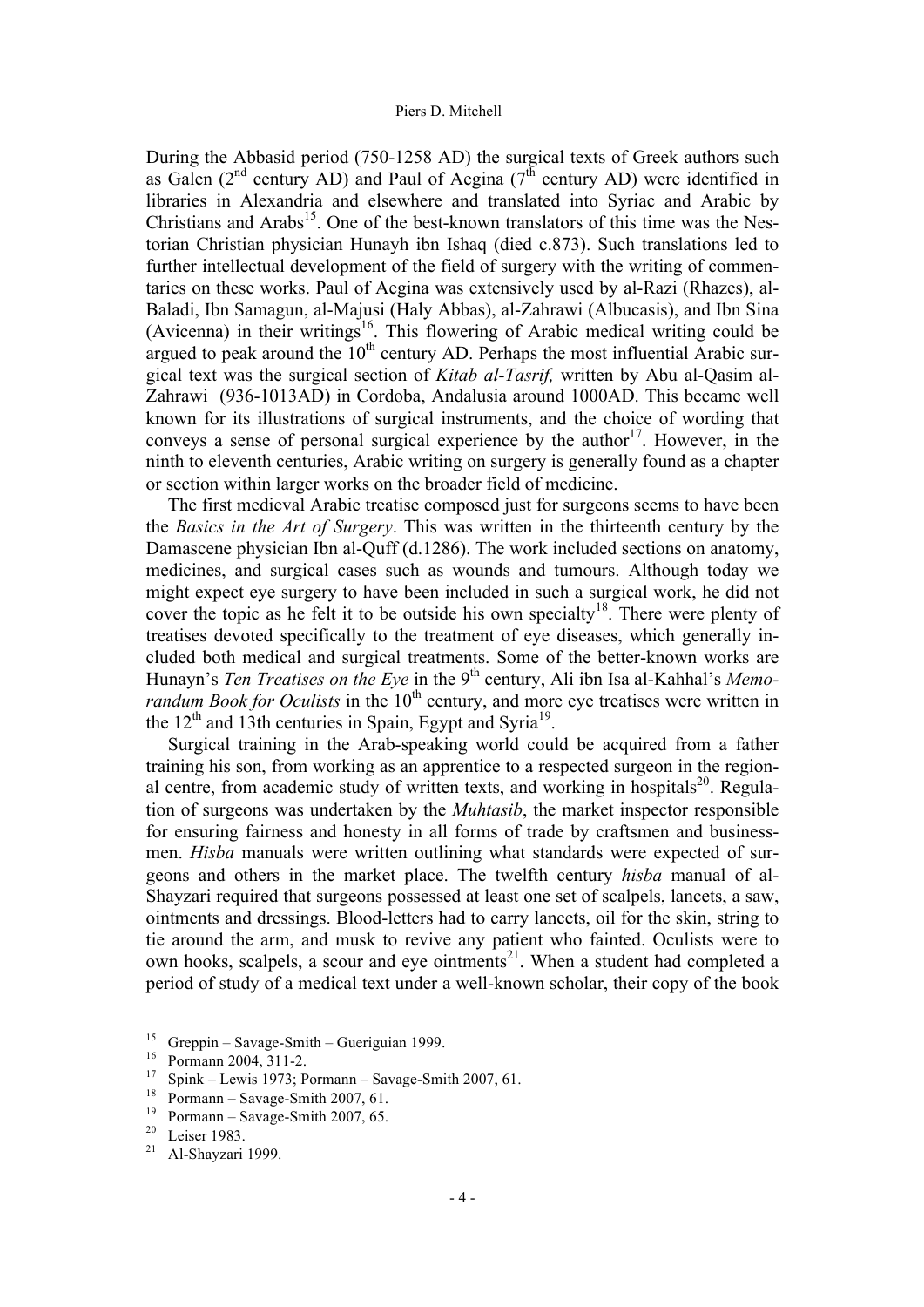During the Abbasid period (750-1258 AD) the surgical texts of Greek authors such as Galen (2nd century AD) and Paul of Aegina (7th century AD) were identified in libraries in Alexandria and elsewhere and translated into Syriac and Arabic by Christians and Arabs[15]. One of the best-known translators of this time was the Nestorian Christian physician Hunayh ibn Ishaq (died c.873). Such translations led to further intellectual development of the field of surgery with the writing of commentaries on these works. Paul of Aegina was extensively used by al-Razi (Rhazes), al-Baladi, Ibn Samagun, al-Majusi (Haly Abbas), al-Zahrawi (Albucasis), and Ibn Sina (Avicenna) in their writings[16]. This flowering of Arabic medical writing could be argued to peak around the 10th century AD. Perhaps the most influential Arabic surgical text was the surgical section of *Kitab al-Tasrif,* written by Abu al-Qasim al-Zahrawi (936-1013AD) in Cordoba, Andalusia around 1000AD. This became well known for its illustrations of surgical instruments, and the choice of wording that conveys a sense of personal surgical experience by the author[17]. However, in the ninth to eleventh centuries, Arabic writing on surgery is generally found as a chapter or section within larger works on the broader field of medicine.

The first medieval Arabic treatise composed just for surgeons seems to have been the *Basics in the Art of Surgery*. This was written in the thirteenth century by the Damascene physician Ibn al-Quff (d.1286). The work included sections on anatomy, medicines, and surgical cases such as wounds and tumours. Although today we might expect eye surgery to have been included in such a surgical work, he did not cover the topic as he felt it to be outside his own specialty[18]. There were plenty of treatises devoted specifically to the treatment of eye diseases, which generally included both medical and surgical treatments. Some of the better-known works are Hunayn's *Ten Treatises on the Eye* in the 9th century, Ali ibn Isa al-Kahhal's *Memorandum Book for Oculists* in the 10th century, and more eye treatises were written in the 12th and 13th centuries in Spain, Egypt and Syria[19].

Surgical training in the Arab-speaking world could be acquired from a father training his son, from working as an apprentice to a respected surgeon in the regional centre, from academic study of written texts, and working in hospitals[20]. Regulation of surgeons was undertaken by the *Muhtasib*, the market inspector responsible for ensuring fairness and honesty in all forms of trade by craftsmen and businessmen. *Hisba* manuals were written outlining what standards were expected of surgeons and others in the market place. The twelfth century *hisba* manual of al-Shayzari required that surgeons possessed at least one set of scalpels, lancets, a saw, ointments and dressings. Blood-letters had to carry lancets, oil for the skin, string to tie around the arm, and musk to revive any patient who fainted. Oculists were to own hooks, scalpels, a scour and eye ointments[21]. When a student had completed a period of study of a medical text under a well-known scholar, their copy of the book

[15] Greppin – Savage-Smith – Gueriguian 1999.

[16] Pormann 2004, 311-2.

[17] Spink – Lewis 1973; Pormann – Savage-Smith 2007, 61.

[18] Pormann – Savage-Smith 2007, 61.

[19] Pormann – Savage-Smith 2007, 65.

[20] Leiser 1983.

[21] Al-Shayzari 1999.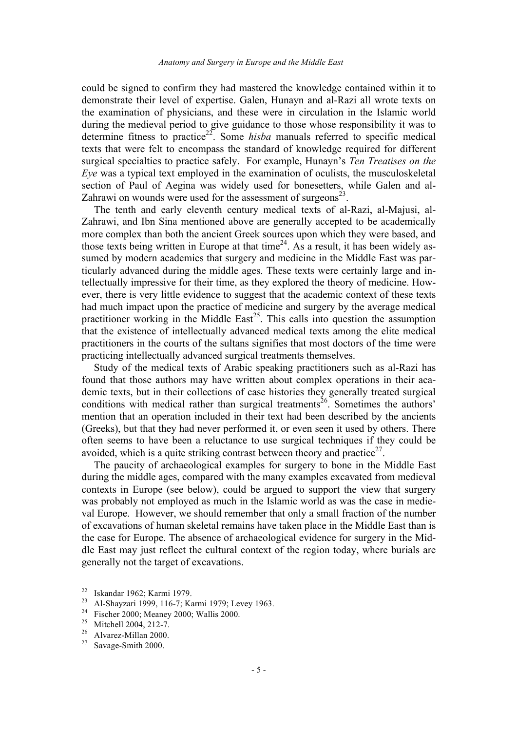could be signed to confirm they had mastered the knowledge contained within it to demonstrate their level of expertise. Galen, Hunayn and al-Razi all wrote texts on the examination of physicians, and these were in circulation in the Islamic world during the medieval period to give guidance to those whose responsibility it was to determine fitness to practice[22]. Some *hisba* manuals referred to specific medical texts that were felt to encompass the standard of knowledge required for different surgical specialties to practice safely. For example, Hunayn's *Ten Treatises on the Eye* was a typical text employed in the examination of oculists, the musculoskeletal section of Paul of Aegina was widely used for bonesetters, while Galen and al-Zahrawi on wounds were used for the assessment of surgeons[23].

The tenth and early eleventh century medical texts of al-Razi, al-Majusi, al-Zahrawi, and Ibn Sina mentioned above are generally accepted to be academically more complex than both the ancient Greek sources upon which they were based, and those texts being written in Europe at that time[24]. As a result, it has been widely assumed by modern academics that surgery and medicine in the Middle East was particularly advanced during the middle ages. These texts were certainly large and intellectually impressive for their time, as they explored the theory of medicine. However, there is very little evidence to suggest that the academic context of these texts had much impact upon the practice of medicine and surgery by the average medical practitioner working in the Middle East[25]. This calls into question the assumption that the existence of intellectually advanced medical texts among the elite medical practitioners in the courts of the sultans signifies that most doctors of the time were practicing intellectually advanced surgical treatments themselves.

Study of the medical texts of Arabic speaking practitioners such as al-Razi has found that those authors may have written about complex operations in their academic texts, but in their collections of case histories they generally treated surgical conditions with medical rather than surgical treatments[26]. Sometimes the authors' mention that an operation included in their text had been described by the ancients (Greeks), but that they had never performed it, or even seen it used by others. There often seems to have been a reluctance to use surgical techniques if they could be avoided, which is a quite striking contrast between theory and practice[27].

The paucity of archaeological examples for surgery to bone in the Middle East during the middle ages, compared with the many examples excavated from medieval contexts in Europe (see below), could be argued to support the view that surgery was probably not employed as much in the Islamic world as was the case in medieval Europe. However, we should remember that only a small fraction of the number of excavations of human skeletal remains have taken place in the Middle East than is the case for Europe. The absence of archaeological evidence for surgery in the Middle East may just reflect the cultural context of the region today, where burials are generally not the target of excavations.

[22] Iskandar 1962; Karmi 1979.

[23] Al-Shayzari 1999, 116-7; Karmi 1979; Levey 1963.

[24] Fischer 2000; Meaney 2000; Wallis 2000.

[25] Mitchell 2004, 212-7.

[26] Alvarez-Millan 2000.

[27] Savage-Smith 2000.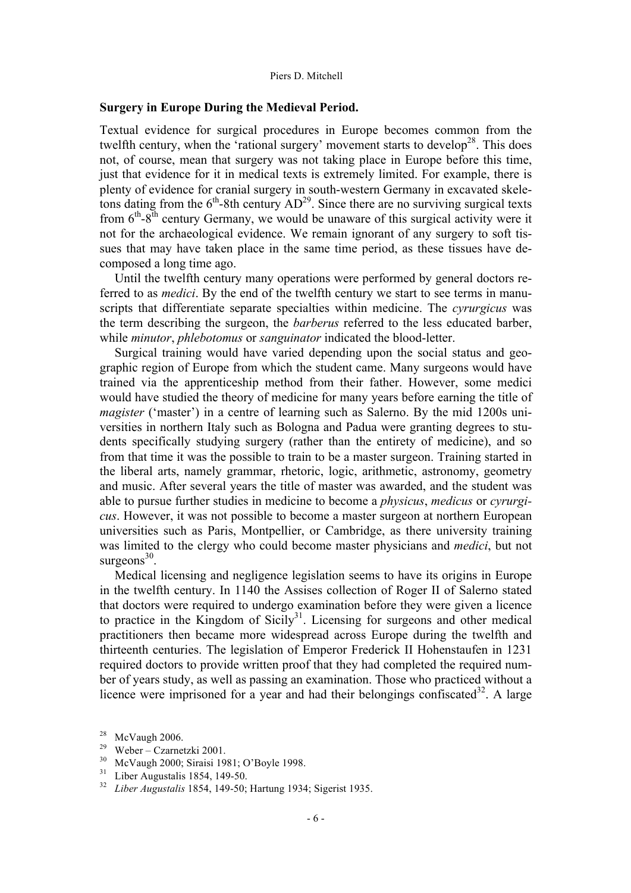## Surgery in Europe During the Medieval Period.

Textual evidence for surgical procedures in Europe becomes common from the twelfth century, when the 'rational surgery' movement starts to develop[28]. This does not, of course, mean that surgery was not taking place in Europe before this time, just that evidence for it in medical texts is extremely limited. For example, there is plenty of evidence for cranial surgery in south-western Germany in excavated skeletons dating from the 6th-8th century AD[29]. Since there are no surviving surgical texts from 6th-8th century Germany, we would be unaware of this surgical activity were it not for the archaeological evidence. We remain ignorant of any surgery to soft tissues that may have taken place in the same time period, as these tissues have decomposed a long time ago.

Until the twelfth century many operations were performed by general doctors referred to as *medici*. By the end of the twelfth century we start to see terms in manuscripts that differentiate separate specialties within medicine. The *cyrurgicus* was the term describing the surgeon, the *barberus* referred to the less educated barber, while *minutor*, *phlebotomus* or *sanguinator* indicated the blood-letter.

Surgical training would have varied depending upon the social status and geographic region of Europe from which the student came. Many surgeons would have trained via the apprenticeship method from their father. However, some medici would have studied the theory of medicine for many years before earning the title of *magister* ('master') in a centre of learning such as Salerno. By the mid 1200s universities in northern Italy such as Bologna and Padua were granting degrees to students specifically studying surgery (rather than the entirety of medicine), and so from that time it was the possible to train to be a master surgeon. Training started in the liberal arts, namely grammar, rhetoric, logic, arithmetic, astronomy, geometry and music. After several years the title of master was awarded, and the student was able to pursue further studies in medicine to become a *physicus*, *medicus* or *cyrurgicus*. However, it was not possible to become a master surgeon at northern European universities such as Paris, Montpellier, or Cambridge, as there university training was limited to the clergy who could become master physicians and *medici*, but not surgeons[30].

Medical licensing and negligence legislation seems to have its origins in Europe in the twelfth century. In 1140 the Assises collection of Roger II of Salerno stated that doctors were required to undergo examination before they were given a licence to practice in the Kingdom of Sicily[31]. Licensing for surgeons and other medical practitioners then became more widespread across Europe during the twelfth and thirteenth centuries. The legislation of Emperor Frederick II Hohenstaufen in 1231 required doctors to provide written proof that they had completed the required number of years study, as well as passing an examination. Those who practiced without a licence were imprisoned for a year and had their belongings confiscated[32]. A large

---

[28] McVaugh 2006.

[29] Weber – Czarnetzki 2001.

[30] McVaugh 2000; Siraisi 1981; O'Boyle 1998.

[31] Liber Augustalis 1854, 149-50.

[32] *Liber Augustalis* 1854, 149-50; Hartung 1934; Sigerist 1935.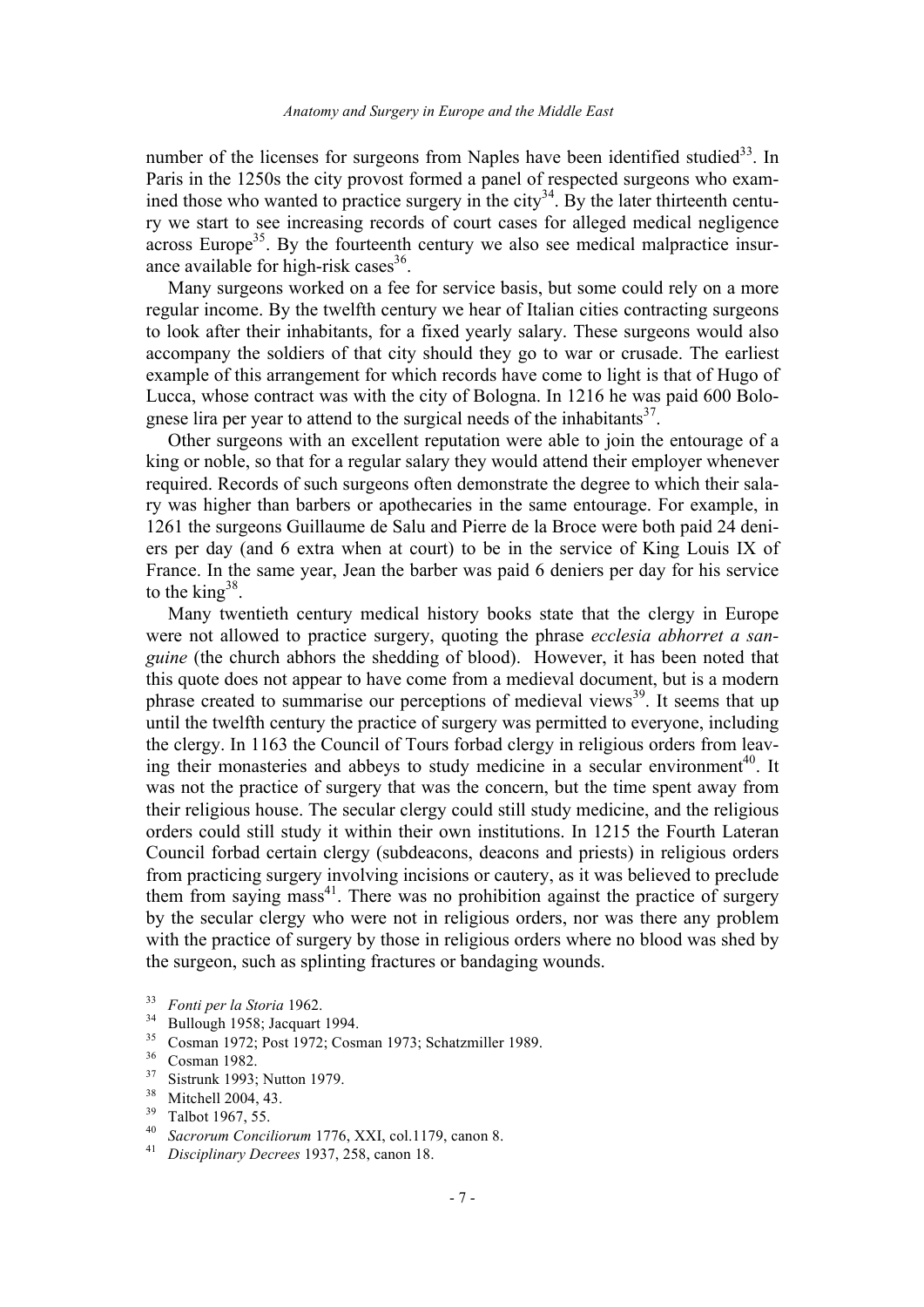number of the licenses for surgeons from Naples have been identified studied[33]. In Paris in the 1250s the city provost formed a panel of respected surgeons who examined those who wanted to practice surgery in the city[34]. By the later thirteenth century we start to see increasing records of court cases for alleged medical negligence across Europe[35]. By the fourteenth century we also see medical malpractice insurance available for high-risk cases[36].

Many surgeons worked on a fee for service basis, but some could rely on a more regular income. By the twelfth century we hear of Italian cities contracting surgeons to look after their inhabitants, for a fixed yearly salary. These surgeons would also accompany the soldiers of that city should they go to war or crusade. The earliest example of this arrangement for which records have come to light is that of Hugo of Lucca, whose contract was with the city of Bologna. In 1216 he was paid 600 Bolognese lira per year to attend to the surgical needs of the inhabitants[37].

Other surgeons with an excellent reputation were able to join the entourage of a king or noble, so that for a regular salary they would attend their employer whenever required. Records of such surgeons often demonstrate the degree to which their salary was higher than barbers or apothecaries in the same entourage. For example, in 1261 the surgeons Guillaume de Salu and Pierre de la Broce were both paid 24 deniers per day (and 6 extra when at court) to be in the service of King Louis IX of France. In the same year, Jean the barber was paid 6 deniers per day for his service to the king[38].

Many twentieth century medical history books state that the clergy in Europe were not allowed to practice surgery, quoting the phrase *ecclesia abhorret a sanguine* (the church abhors the shedding of blood). However, it has been noted that this quote does not appear to have come from a medieval document, but is a modern phrase created to summarise our perceptions of medieval views[39]. It seems that up until the twelfth century the practice of surgery was permitted to everyone, including the clergy. In 1163 the Council of Tours forbad clergy in religious orders from leaving their monasteries and abbeys to study medicine in a secular environment[40]. It was not the practice of surgery that was the concern, but the time spent away from their religious house. The secular clergy could still study medicine, and the religious orders could still study it within their own institutions. In 1215 the Fourth Lateran Council forbad certain clergy (subdeacons, deacons and priests) in religious orders from practicing surgery involving incisions or cautery, as it was believed to preclude them from saying mass[41]. There was no prohibition against the practice of surgery by the secular clergy who were not in religious orders, nor was there any problem with the practice of surgery by those in religious orders where no blood was shed by the surgeon, such as splinting fractures or bandaging wounds.

[33] *Fonti per la Storia* 1962.
[34] Bullough 1958; Jacquart 1994.
[35] Cosman 1972; Post 1972; Cosman 1973; Schatzmiller 1989.
[36] Cosman 1982.
[37] Sistrunk 1993; Nutton 1979.
[38] Mitchell 2004, 43.
[39] Talbot 1967, 55.
[40] *Sacrorum Conciliorum* 1776, XXI, col.1179, canon 8.
[41] *Disciplinary Decrees* 1937, 258, canon 18.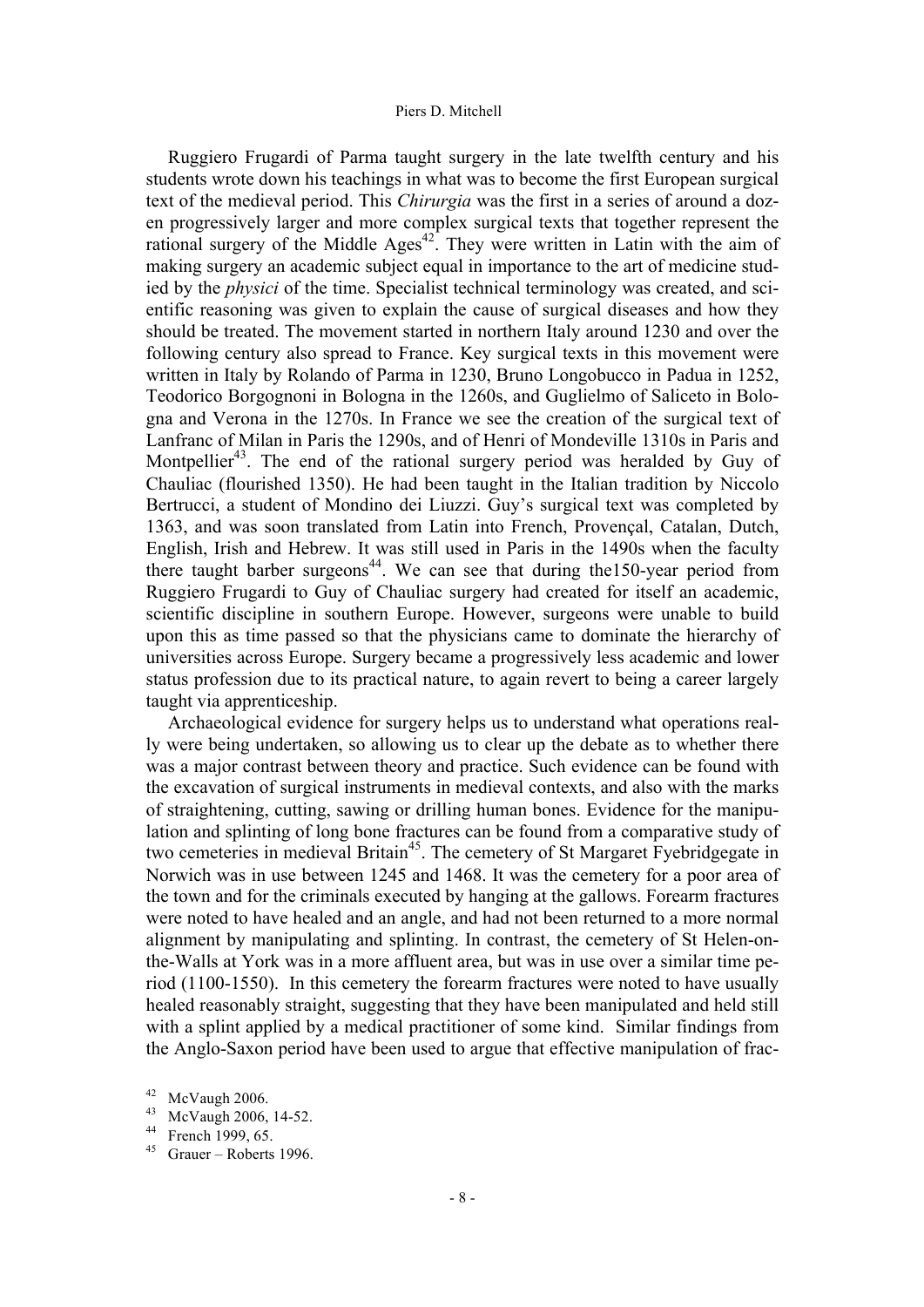Ruggiero Frugardi of Parma taught surgery in the late twelfth century and his students wrote down his teachings in what was to become the first European surgical text of the medieval period. This *Chirurgia* was the first in a series of around a dozen progressively larger and more complex surgical texts that together represent the rational surgery of the Middle Ages[42]. They were written in Latin with the aim of making surgery an academic subject equal in importance to the art of medicine studied by the *physici* of the time. Specialist technical terminology was created, and scientific reasoning was given to explain the cause of surgical diseases and how they should be treated. The movement started in northern Italy around 1230 and over the following century also spread to France. Key surgical texts in this movement were written in Italy by Rolando of Parma in 1230, Bruno Longobucco in Padua in 1252, Teodorico Borgognoni in Bologna in the 1260s, and Guglielmo of Saliceto in Bologna and Verona in the 1270s. In France we see the creation of the surgical text of Lanfranc of Milan in Paris the 1290s, and of Henri of Mondeville 1310s in Paris and Montpellier[43]. The end of the rational surgery period was heralded by Guy of Chauliac (flourished 1350). He had been taught in the Italian tradition by Niccolo Bertrucci, a student of Mondino dei Liuzzi. Guy's surgical text was completed by 1363, and was soon translated from Latin into French, Provençal, Catalan, Dutch, English, Irish and Hebrew. It was still used in Paris in the 1490s when the faculty there taught barber surgeons[44]. We can see that during the150-year period from Ruggiero Frugardi to Guy of Chauliac surgery had created for itself an academic, scientific discipline in southern Europe. However, surgeons were unable to build upon this as time passed so that the physicians came to dominate the hierarchy of universities across Europe. Surgery became a progressively less academic and lower status profession due to its practical nature, to again revert to being a career largely taught via apprenticeship.

Archaeological evidence for surgery helps us to understand what operations really were being undertaken, so allowing us to clear up the debate as to whether there was a major contrast between theory and practice. Such evidence can be found with the excavation of surgical instruments in medieval contexts, and also with the marks of straightening, cutting, sawing or drilling human bones. Evidence for the manipulation and splinting of long bone fractures can be found from a comparative study of two cemeteries in medieval Britain[45]. The cemetery of St Margaret Fyebridgegate in Norwich was in use between 1245 and 1468. It was the cemetery for a poor area of the town and for the criminals executed by hanging at the gallows. Forearm fractures were noted to have healed and an angle, and had not been returned to a more normal alignment by manipulating and splinting. In contrast, the cemetery of St Helen-on-the-Walls at York was in a more affluent area, but was in use over a similar time period (1100-1550). In this cemetery the forearm fractures were noted to have usually healed reasonably straight, suggesting that they have been manipulated and held still with a splint applied by a medical practitioner of some kind. Similar findings from the Anglo-Saxon period have been used to argue that effective manipulation of frac-

[42] McVaugh 2006.

[43] McVaugh 2006, 14-52.

[44] French 1999, 65.

[45] Grauer – Roberts 1996.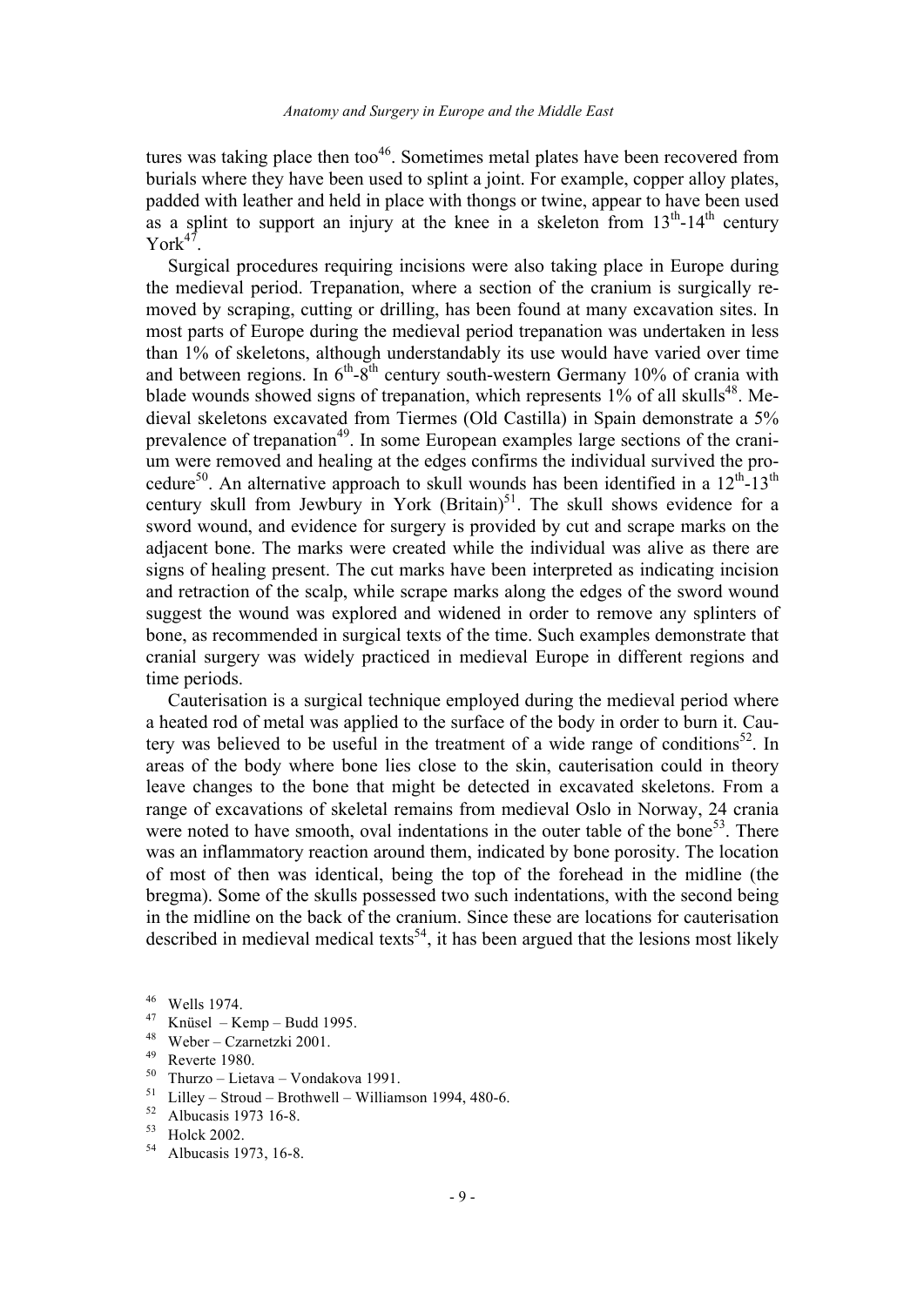tures was taking place then too[46]. Sometimes metal plates have been recovered from burials where they have been used to splint a joint. For example, copper alloy plates, padded with leather and held in place with thongs or twine, appear to have been used as a splint to support an injury at the knee in a skeleton from 13th-14th century York[47].

Surgical procedures requiring incisions were also taking place in Europe during the medieval period. Trepanation, where a section of the cranium is surgically removed by scraping, cutting or drilling, has been found at many excavation sites. In most parts of Europe during the medieval period trepanation was undertaken in less than 1% of skeletons, although understandably its use would have varied over time and between regions. In 6th-8th century south-western Germany 10% of crania with blade wounds showed signs of trepanation, which represents 1% of all skulls[48]. Medieval skeletons excavated from Tiermes (Old Castilla) in Spain demonstrate a 5% prevalence of trepanation[49]. In some European examples large sections of the cranium were removed and healing at the edges confirms the individual survived the procedure[50]. An alternative approach to skull wounds has been identified in a 12th-13th century skull from Jewbury in York (Britain)[51]. The skull shows evidence for a sword wound, and evidence for surgery is provided by cut and scrape marks on the adjacent bone. The marks were created while the individual was alive as there are signs of healing present. The cut marks have been interpreted as indicating incision and retraction of the scalp, while scrape marks along the edges of the sword wound suggest the wound was explored and widened in order to remove any splinters of bone, as recommended in surgical texts of the time. Such examples demonstrate that cranial surgery was widely practiced in medieval Europe in different regions and time periods.

Cauterisation is a surgical technique employed during the medieval period where a heated rod of metal was applied to the surface of the body in order to burn it. Cautery was believed to be useful in the treatment of a wide range of conditions[52]. In areas of the body where bone lies close to the skin, cauterisation could in theory leave changes to the bone that might be detected in excavated skeletons. From a range of excavations of skeletal remains from medieval Oslo in Norway, 24 crania were noted to have smooth, oval indentations in the outer table of the bone[53]. There was an inflammatory reaction around them, indicated by bone porosity. The location of most of then was identical, being the top of the forehead in the midline (the bregma). Some of the skulls possessed two such indentations, with the second being in the midline on the back of the cranium. Since these are locations for cauterisation described in medieval medical texts[54], it has been argued that the lesions most likely

---

[46] Wells 1974.

[47] Knüsel – Kemp – Budd 1995.

[48] Weber – Czarnetzki 2001.

[49] Reverte 1980.

[50] Thurzo – Lietava – Vondakova 1991.

[51] Lilley – Stroud – Brothwell – Williamson 1994, 480-6.

[52] Albucasis 1973 16-8.

[53] Holck 2002.

[54] Albucasis 1973, 16-8.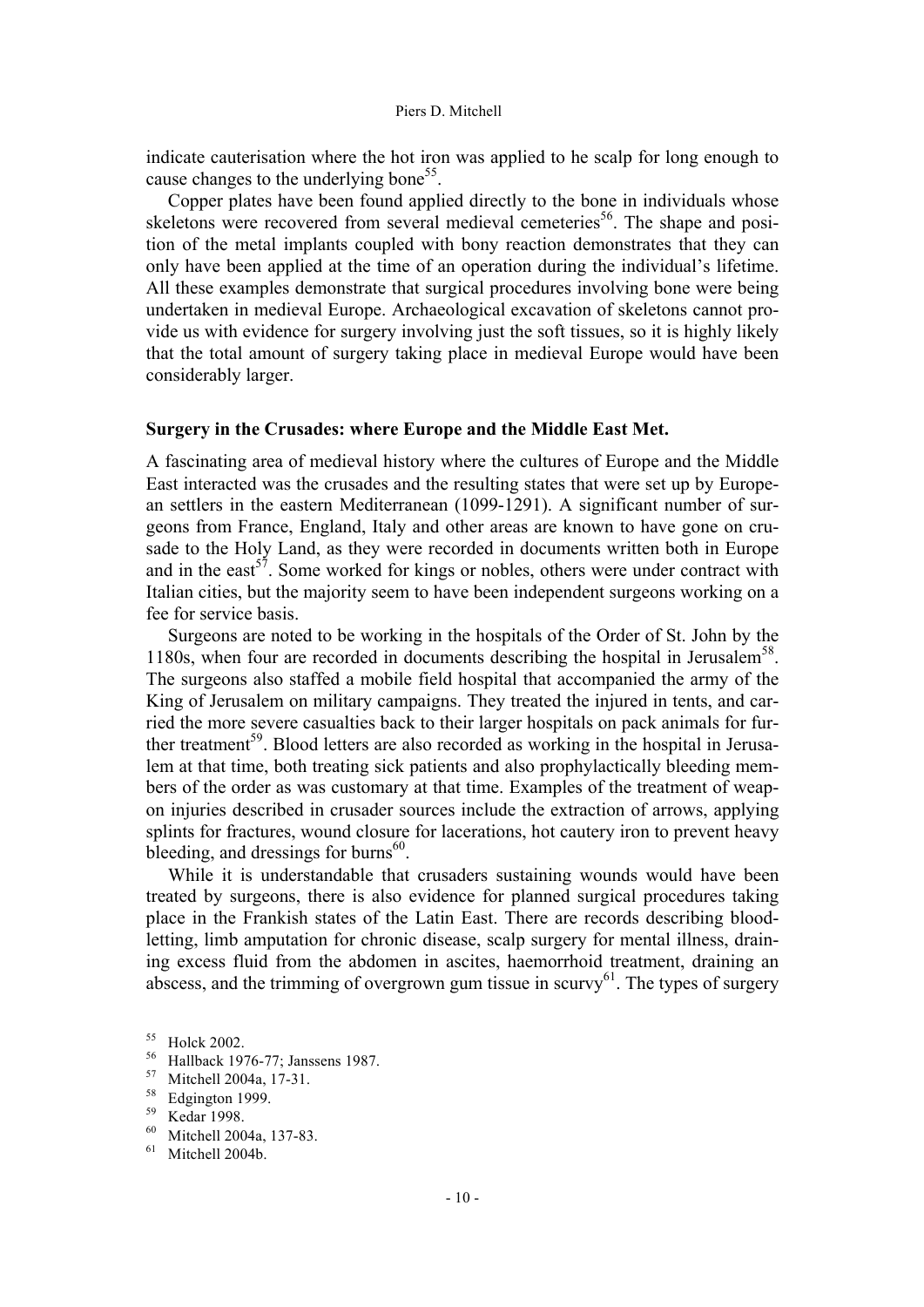indicate cauterisation where the hot iron was applied to he scalp for long enough to cause changes to the underlying bone[55].

Copper plates have been found applied directly to the bone in individuals whose skeletons were recovered from several medieval cemeteries[56]. The shape and position of the metal implants coupled with bony reaction demonstrates that they can only have been applied at the time of an operation during the individual's lifetime. All these examples demonstrate that surgical procedures involving bone were being undertaken in medieval Europe. Archaeological excavation of skeletons cannot provide us with evidence for surgery involving just the soft tissues, so it is highly likely that the total amount of surgery taking place in medieval Europe would have been considerably larger.

### Surgery in the Crusades: where Europe and the Middle East Met.

A fascinating area of medieval history where the cultures of Europe and the Middle East interacted was the crusades and the resulting states that were set up by European settlers in the eastern Mediterranean (1099-1291). A significant number of surgeons from France, England, Italy and other areas are known to have gone on crusade to the Holy Land, as they were recorded in documents written both in Europe and in the east[57]. Some worked for kings or nobles, others were under contract with Italian cities, but the majority seem to have been independent surgeons working on a fee for service basis.

Surgeons are noted to be working in the hospitals of the Order of St. John by the 1180s, when four are recorded in documents describing the hospital in Jerusalem[58]. The surgeons also staffed a mobile field hospital that accompanied the army of the King of Jerusalem on military campaigns. They treated the injured in tents, and carried the more severe casualties back to their larger hospitals on pack animals for further treatment[59]. Blood letters are also recorded as working in the hospital in Jerusalem at that time, both treating sick patients and also prophylactically bleeding members of the order as was customary at that time. Examples of the treatment of weapon injuries described in crusader sources include the extraction of arrows, applying splints for fractures, wound closure for lacerations, hot cautery iron to prevent heavy bleeding, and dressings for burns[60].

While it is understandable that crusaders sustaining wounds would have been treated by surgeons, there is also evidence for planned surgical procedures taking place in the Frankish states of the Latin East. There are records describing bloodletting, limb amputation for chronic disease, scalp surgery for mental illness, draining excess fluid from the abdomen in ascites, haemorrhoid treatment, draining an abscess, and the trimming of overgrown gum tissue in scurvy[61]. The types of surgery

[55] Holck 2002.

[56] Hallback 1976-77; Janssens 1987.

[57] Mitchell 2004a, 17-31.

[58] Edgington 1999.

[59] Kedar 1998.

[60] Mitchell 2004a, 137-83.

[61] Mitchell 2004b.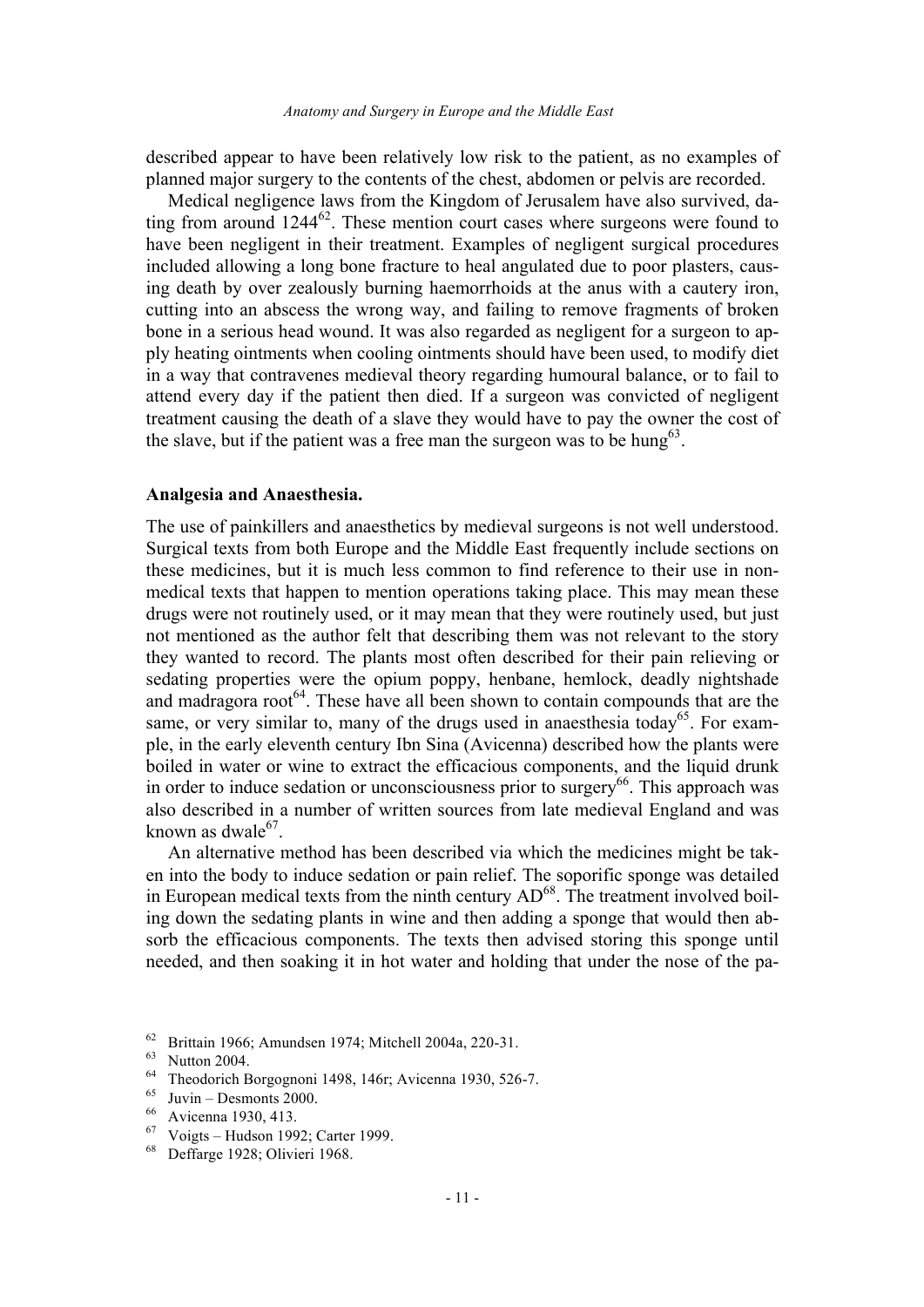described appear to have been relatively low risk to the patient, as no examples of planned major surgery to the contents of the chest, abdomen or pelvis are recorded.

Medical negligence laws from the Kingdom of Jerusalem have also survived, dating from around 1244[62]. These mention court cases where surgeons were found to have been negligent in their treatment. Examples of negligent surgical procedures included allowing a long bone fracture to heal angulated due to poor plasters, causing death by over zealously burning haemorrhoids at the anus with a cautery iron, cutting into an abscess the wrong way, and failing to remove fragments of broken bone in a serious head wound. It was also regarded as negligent for a surgeon to apply heating ointments when cooling ointments should have been used, to modify diet in a way that contravenes medieval theory regarding humoural balance, or to fail to attend every day if the patient then died. If a surgeon was convicted of negligent treatment causing the death of a slave they would have to pay the owner the cost of the slave, but if the patient was a free man the surgeon was to be hung[63].

### Analgesia and Anaesthesia.

The use of painkillers and anaesthetics by medieval surgeons is not well understood. Surgical texts from both Europe and the Middle East frequently include sections on these medicines, but it is much less common to find reference to their use in non-medical texts that happen to mention operations taking place. This may mean these drugs were not routinely used, or it may mean that they were routinely used, but just not mentioned as the author felt that describing them was not relevant to the story they wanted to record. The plants most often described for their pain relieving or sedating properties were the opium poppy, henbane, hemlock, deadly nightshade and madragora root[64]. These have all been shown to contain compounds that are the same, or very similar to, many of the drugs used in anaesthesia today[65]. For example, in the early eleventh century Ibn Sina (Avicenna) described how the plants were boiled in water or wine to extract the efficacious components, and the liquid drunk in order to induce sedation or unconsciousness prior to surgery[66]. This approach was also described in a number of written sources from late medieval England and was known as dwale[67].

An alternative method has been described via which the medicines might be taken into the body to induce sedation or pain relief. The soporific sponge was detailed in European medical texts from the ninth century AD[68]. The treatment involved boiling down the sedating plants in wine and then adding a sponge that would then absorb the efficacious components. The texts then advised storing this sponge until needed, and then soaking it in hot water and holding that under the nose of the pa-

---

62 Brittain 1966; Amundsen 1974; Mitchell 2004a, 220-31.

63 Nutton 2004.

64 Theodorich Borgognoni 1498, 146r; Avicenna 1930, 526-7.

65 Juvin – Desmonts 2000.

66 Avicenna 1930, 413.

67 Voigts – Hudson 1992; Carter 1999.

68 Deffarge 1928; Olivieri 1968.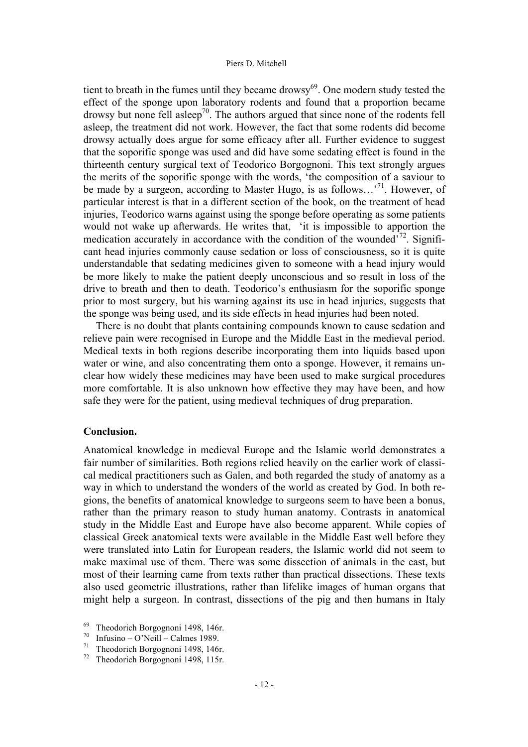tient to breath in the fumes until they became drowsy[69]. One modern study tested the effect of the sponge upon laboratory rodents and found that a proportion became drowsy but none fell asleep[70]. The authors argued that since none of the rodents fell asleep, the treatment did not work. However, the fact that some rodents did become drowsy actually does argue for some efficacy after all. Further evidence to suggest that the soporific sponge was used and did have some sedating effect is found in the thirteenth century surgical text of Teodorico Borgognoni. This text strongly argues the merits of the soporific sponge with the words, 'the composition of a saviour to be made by a surgeon, according to Master Hugo, is as follows…'[71]. However, of particular interest is that in a different section of the book, on the treatment of head injuries, Teodorico warns against using the sponge before operating as some patients would not wake up afterwards. He writes that, 'it is impossible to apportion the medication accurately in accordance with the condition of the wounded'[72]. Significant head injuries commonly cause sedation or loss of consciousness, so it is quite understandable that sedating medicines given to someone with a head injury would be more likely to make the patient deeply unconscious and so result in loss of the drive to breath and then to death. Teodorico's enthusiasm for the soporific sponge prior to most surgery, but his warning against its use in head injuries, suggests that the sponge was being used, and its side effects in head injuries had been noted.

There is no doubt that plants containing compounds known to cause sedation and relieve pain were recognised in Europe and the Middle East in the medieval period. Medical texts in both regions describe incorporating them into liquids based upon water or wine, and also concentrating them onto a sponge. However, it remains unclear how widely these medicines may have been used to make surgical procedures more comfortable. It is also unknown how effective they may have been, and how safe they were for the patient, using medieval techniques of drug preparation.

**Conclusion.**

Anatomical knowledge in medieval Europe and the Islamic world demonstrates a fair number of similarities. Both regions relied heavily on the earlier work of classical medical practitioners such as Galen, and both regarded the study of anatomy as a way in which to understand the wonders of the world as created by God. In both regions, the benefits of anatomical knowledge to surgeons seem to have been a bonus, rather than the primary reason to study human anatomy. Contrasts in anatomical study in the Middle East and Europe have also become apparent. While copies of classical Greek anatomical texts were available in the Middle East well before they were translated into Latin for European readers, the Islamic world did not seem to make maximal use of them. There was some dissection of animals in the east, but most of their learning came from texts rather than practical dissections. These texts also used geometric illustrations, rather than lifelike images of human organs that might help a surgeon. In contrast, dissections of the pig and then humans in Italy

[69] Theodorich Borgognoni 1498, 146r.
[70] Infusino – O'Neill – Calmes 1989.
[71] Theodorich Borgognoni 1498, 146r.
[72] Theodorich Borgognoni 1498, 115r.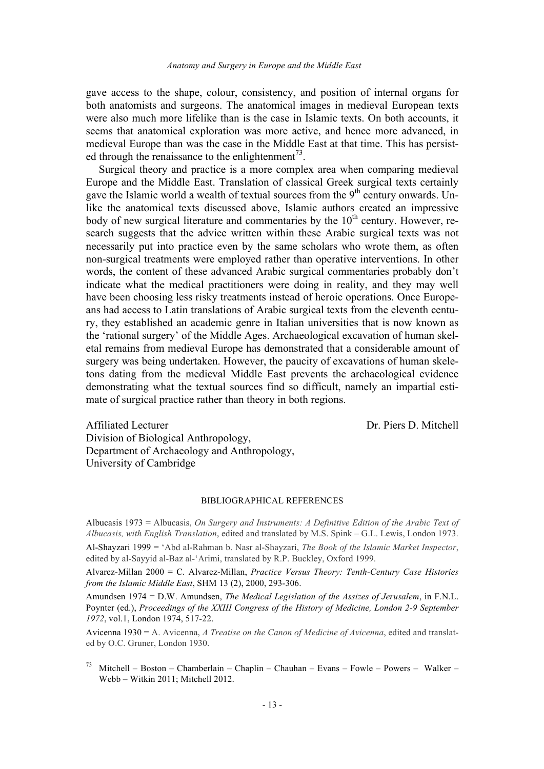gave access to the shape, colour, consistency, and position of internal organs for both anatomists and surgeons. The anatomical images in medieval European texts were also much more lifelike than is the case in Islamic texts. On both accounts, it seems that anatomical exploration was more active, and hence more advanced, in medieval Europe than was the case in the Middle East at that time. This has persisted through the renaissance to the enlightenment[73].

Surgical theory and practice is a more complex area when comparing medieval Europe and the Middle East. Translation of classical Greek surgical texts certainly gave the Islamic world a wealth of textual sources from the 9th century onwards. Unlike the anatomical texts discussed above, Islamic authors created an impressive body of new surgical literature and commentaries by the 10th century. However, research suggests that the advice written within these Arabic surgical texts was not necessarily put into practice even by the same scholars who wrote them, as often non-surgical treatments were employed rather than operative interventions. In other words, the content of these advanced Arabic surgical commentaries probably don't indicate what the medical practitioners were doing in reality, and they may well have been choosing less risky treatments instead of heroic operations. Once Europeans had access to Latin translations of Arabic surgical texts from the eleventh century, they established an academic genre in Italian universities that is now known as the 'rational surgery' of the Middle Ages. Archaeological excavation of human skeletal remains from medieval Europe has demonstrated that a considerable amount of surgery was being undertaken. However, the paucity of excavations of human skeletons dating from the medieval Middle East prevents the archaeological evidence demonstrating what the textual sources find so difficult, namely an impartial estimate of surgical practice rather than theory in both regions.

Affiliated Lecturer
Division of Biological Anthropology,
Department of Archaeology and Anthropology,
University of Cambridge

Dr. Piers D. Mitchell

## BIBLIOGRAPHICAL REFERENCES

Albucasis 1973 = Albucasis, *On Surgery and Instruments: A Definitive Edition of the Arabic Text of Albucasis, with English Translation*, edited and translated by M.S. Spink – G.L. Lewis, London 1973.

Al-Shayzari 1999 = 'Abd al-Rahman b. Nasr al-Shayzari, *The Book of the Islamic Market Inspector*, edited by al-Sayyid al-Baz al-'Arimi, translated by R.P. Buckley, Oxford 1999.

Alvarez-Millan 2000 = C. Alvarez-Millan, *Practice Versus Theory: Tenth-Century Case Histories from the Islamic Middle East*, SHM 13 (2), 2000, 293-306.

Amundsen 1974 = D.W. Amundsen, *The Medical Legislation of the Assizes of Jerusalem*, in F.N.L. Poynter (ed.), *Proceedings of the XXIII Congress of the History of Medicine, London 2-9 September 1972*, vol.1, London 1974, 517-22.

Avicenna 1930 = A. Avicenna, *A Treatise on the Canon of Medicine of Avicenna*, edited and translated by O.C. Gruner, London 1930.

[73] Mitchell – Boston – Chamberlain – Chaplin – Chauhan – Evans – Fowle – Powers – Walker – Webb – Witkin 2011; Mitchell 2012.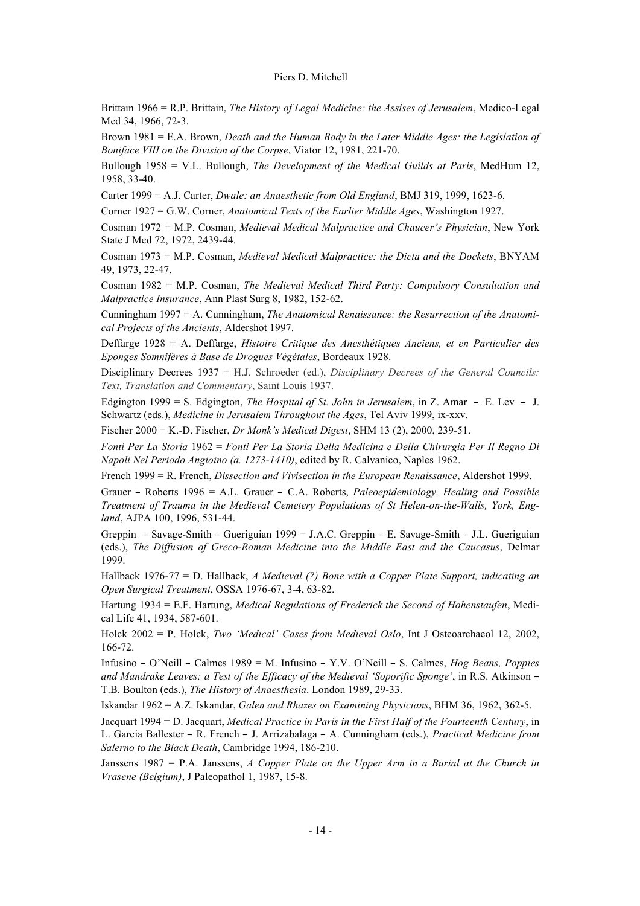Brittain 1966 = R.P. Brittain, *The History of Legal Medicine: the Assises of Jerusalem*, Medico-Legal Med 34, 1966, 72-3.

Brown 1981 = E.A. Brown, *Death and the Human Body in the Later Middle Ages: the Legislation of Boniface VIII on the Division of the Corpse*, Viator 12, 1981, 221-70.

Bullough 1958 = V.L. Bullough, *The Development of the Medical Guilds at Paris*, MedHum 12, 1958, 33-40.

Carter 1999 = A.J. Carter, *Dwale: an Anaesthetic from Old England*, BMJ 319, 1999, 1623-6.

Corner 1927 = G.W. Corner, *Anatomical Texts of the Earlier Middle Ages*, Washington 1927.

Cosman 1972 = M.P. Cosman, *Medieval Medical Malpractice and Chaucer's Physician*, New York State J Med 72, 1972, 2439-44.

Cosman 1973 = M.P. Cosman, *Medieval Medical Malpractice: the Dicta and the Dockets*, BNYAM 49, 1973, 22-47.

Cosman 1982 = M.P. Cosman, *The Medieval Medical Third Party: Compulsory Consultation and Malpractice Insurance*, Ann Plast Surg 8, 1982, 152-62.

Cunningham 1997 = A. Cunningham, *The Anatomical Renaissance: the Resurrection of the Anatomical Projects of the Ancients*, Aldershot 1997.

Deffarge 1928 = A. Deffarge, *Histoire Critique des Anesthétiques Anciens, et en Particulier des Eponges Somnifères à Base de Drogues Végétales*, Bordeaux 1928.

Disciplinary Decrees 1937 = H.J. Schroeder (ed.), *Disciplinary Decrees of the General Councils: Text, Translation and Commentary*, Saint Louis 1937.

Edgington 1999 = S. Edgington, *The Hospital of St. John in Jerusalem*, in Z. Amar – E. Lev – J. Schwartz (eds.), *Medicine in Jerusalem Throughout the Ages*, Tel Aviv 1999, ix-xxv.

Fischer 2000 = K.-D. Fischer, *Dr Monk's Medical Digest*, SHM 13 (2), 2000, 239-51.

*Fonti Per La Storia* 1962 = *Fonti Per La Storia Della Medicina e Della Chirurgia Per Il Regno Di Napoli Nel Periodo Angioino (a. 1273-1410)*, edited by R. Calvanico, Naples 1962.

French 1999 = R. French, *Dissection and Vivisection in the European Renaissance*, Aldershot 1999.

Grauer – Roberts 1996 = A.L. Grauer – C.A. Roberts, *Paleoepidemiology, Healing and Possible Treatment of Trauma in the Medieval Cemetery Populations of St Helen-on-the-Walls, York, England*, AJPA 100, 1996, 531-44.

Greppin – Savage-Smith – Gueriguian 1999 = J.A.C. Greppin – E. Savage-Smith – J.L. Gueriguian (eds.), *The Diffusion of Greco-Roman Medicine into the Middle East and the Caucasus*, Delmar 1999.

Hallback 1976-77 = D. Hallback, *A Medieval (?) Bone with a Copper Plate Support, indicating an Open Surgical Treatment*, OSSA 1976-67, 3-4, 63-82.

Hartung 1934 = E.F. Hartung, *Medical Regulations of Frederick the Second of Hohenstaufen*, Medical Life 41, 1934, 587-601.

Holck 2002 = P. Holck, *Two 'Medical' Cases from Medieval Oslo*, Int J Osteoarchaeol 12, 2002, 166-72.

Infusino – O'Neill – Calmes 1989 = M. Infusino – Y.V. O'Neill – S. Calmes, *Hog Beans, Poppies and Mandrake Leaves: a Test of the Efficacy of the Medieval 'Soporific Sponge'*, in R.S. Atkinson – T.B. Boulton (eds.), *The History of Anaesthesia*. London 1989, 29-33.

Iskandar 1962 = A.Z. Iskandar, *Galen and Rhazes on Examining Physicians*, BHM 36, 1962, 362-5.

Jacquart 1994 = D. Jacquart, *Medical Practice in Paris in the First Half of the Fourteenth Century*, in L. Garcia Ballester – R. French – J. Arrizabalaga – A. Cunningham (eds.), *Practical Medicine from Salerno to the Black Death*, Cambridge 1994, 186-210.

Janssens 1987 = P.A. Janssens, *A Copper Plate on the Upper Arm in a Burial at the Church in Vrasene (Belgium)*, J Paleopathol 1, 1987, 15-8.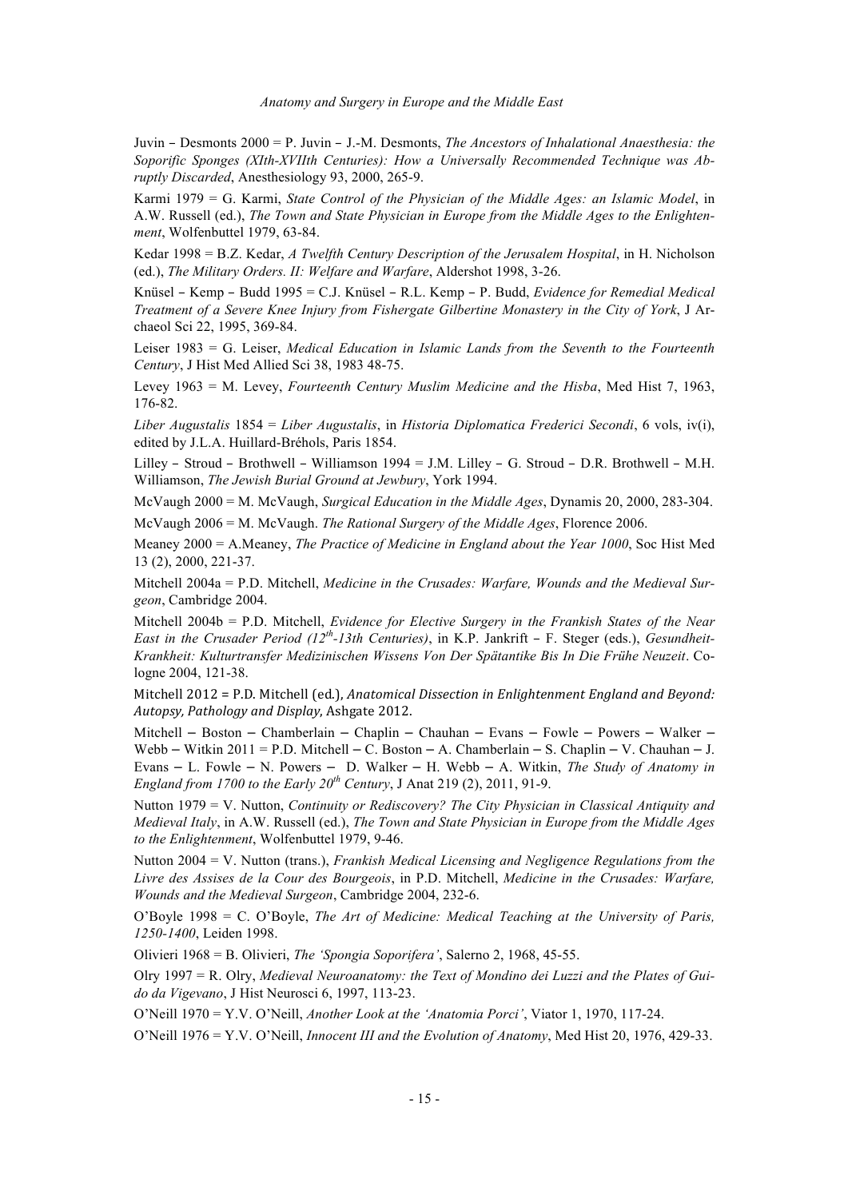Juvin – Desmonts 2000 = P. Juvin – J.-M. Desmonts, *The Ancestors of Inhalational Anaesthesia: the Soporific Sponges (XIth-XVIIth Centuries): How a Universally Recommended Technique was Abruptly Discarded*, Anesthesiology 93, 2000, 265-9.

Karmi 1979 = G. Karmi, *State Control of the Physician of the Middle Ages: an Islamic Model*, in A.W. Russell (ed.), *The Town and State Physician in Europe from the Middle Ages to the Enlightenment*, Wolfenbuttel 1979, 63-84.

Kedar 1998 = B.Z. Kedar, *A Twelfth Century Description of the Jerusalem Hospital*, in H. Nicholson (ed.), *The Military Orders. II: Welfare and Warfare*, Aldershot 1998, 3-26.

Knüsel – Kemp – Budd 1995 = C.J. Knüsel – R.L. Kemp – P. Budd, *Evidence for Remedial Medical Treatment of a Severe Knee Injury from Fishergate Gilbertine Monastery in the City of York*, J Archaeol Sci 22, 1995, 369-84.

Leiser 1983 = G. Leiser, *Medical Education in Islamic Lands from the Seventh to the Fourteenth Century*, J Hist Med Allied Sci 38, 1983 48-75.

Levey 1963 = M. Levey, *Fourteenth Century Muslim Medicine and the Hisba*, Med Hist 7, 1963, 176-82.

*Liber Augustalis* 1854 = *Liber Augustalis*, in *Historia Diplomatica Frederici Secondi*, 6 vols, iv(i), edited by J.L.A. Huillard-Bréholles, Paris 1854.

Lilley – Stroud – Brothwell – Williamson 1994 = J.M. Lilley – G. Stroud – D.R. Brothwell – M.H. Williamson, *The Jewish Burial Ground at Jewbury*, York 1994.

McVaugh 2000 = M. McVaugh, *Surgical Education in the Middle Ages*, Dynamis 20, 2000, 283-304.

McVaugh 2006 = M. McVaugh. *The Rational Surgery of the Middle Ages*, Florence 2006.

Meaney 2000 = A.Meaney, *The Practice of Medicine in England about the Year 1000*, Soc Hist Med 13 (2), 2000, 221-37.

Mitchell 2004a = P.D. Mitchell, *Medicine in the Crusades: Warfare, Wounds and the Medieval Surgeon*, Cambridge 2004.

Mitchell 2004b = P.D. Mitchell, *Evidence for Elective Surgery in the Frankish States of the Near East in the Crusader Period (12th-13th Centuries)*, in K.P. Jankrift – F. Steger (eds.), *Gesundheit-Krankheit: Kulturtransfer Medizinischen Wissens Von Der Spätantike Bis In Die Frühe Neuzeit*. Cologne 2004, 121-38.

Mitchell 2012 = P.D. Mitchell (ed.), *Anatomical Dissection in Enlightenment England and Beyond: Autopsy, Pathology and Display*, Ashgate 2012.

Mitchell – Boston – Chamberlain – Chaplin – Chauhan – Evans – Fowle – Powers – Walker – Webb – Witkin 2011 = P.D. Mitchell – C. Boston – A. Chamberlain – S. Chaplin – V. Chauhan – J. Evans – L. Fowle – N. Powers – D. Walker – H. Webb – A. Witkin, *The Study of Anatomy in England from 1700 to the Early 20th Century*, J Anat 219 (2), 2011, 91-9.

Nutton 1979 = V. Nutton, *Continuity or Rediscovery? The City Physician in Classical Antiquity and Medieval Italy*, in A.W. Russell (ed.), *The Town and State Physician in Europe from the Middle Ages to the Enlightenment*, Wolfenbuttel 1979, 9-46.

Nutton 2004 = V. Nutton (trans.), *Frankish Medical Licensing and Negligence Regulations from the Livre des Assises de la Cour des Bourgeois*, in P.D. Mitchell, *Medicine in the Crusades: Warfare, Wounds and the Medieval Surgeon*, Cambridge 2004, 232-6.

O'Boyle 1998 = C. O'Boyle, *The Art of Medicine: Medical Teaching at the University of Paris, 1250-1400*, Leiden 1998.

Olivieri 1968 = B. Olivieri, *The 'Spongia Soporifera'*, Salerno 2, 1968, 45-55.

Olry 1997 = R. Olry, *Medieval Neuroanatomy: the Text of Mondino dei Luzzi and the Plates of Guido da Vigevano*, J Hist Neurosci 6, 1997, 113-23.

O'Neill 1970 = Y.V. O'Neill, *Another Look at the 'Anatomia Porci'*, Viator 1, 1970, 117-24.

O'Neill 1976 = Y.V. O'Neill, *Innocent III and the Evolution of Anatomy*, Med Hist 20, 1976, 429-33.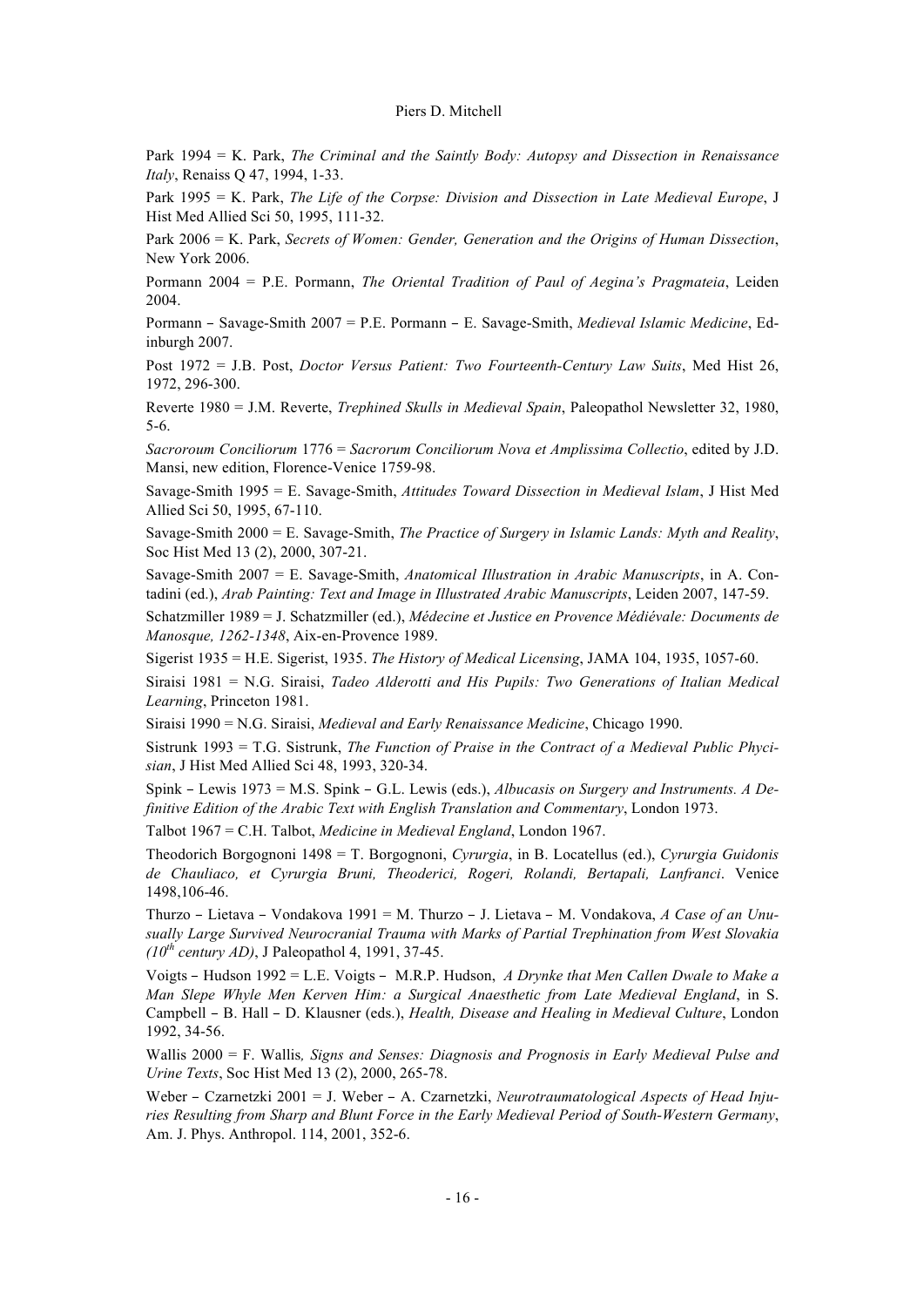Park 1994 = K. Park, *The Criminal and the Saintly Body: Autopsy and Dissection in Renaissance Italy*, Renaiss Q 47, 1994, 1-33.

Park 1995 = K. Park, *The Life of the Corpse: Division and Dissection in Late Medieval Europe*, J Hist Med Allied Sci 50, 1995, 111-32.

Park 2006 = K. Park, *Secrets of Women: Gender, Generation and the Origins of Human Dissection*, New York 2006.

Pormann 2004 = P.E. Pormann, *The Oriental Tradition of Paul of Aegina's Pragmateia*, Leiden 2004.

Pormann – Savage-Smith 2007 = P.E. Pormann – E. Savage-Smith, *Medieval Islamic Medicine*, Edinburgh 2007.

Post 1972 = J.B. Post, *Doctor Versus Patient: Two Fourteenth-Century Law Suits*, Med Hist 26, 1972, 296-300.

Reverte 1980 = J.M. Reverte, *Trephined Skulls in Medieval Spain*, Paleopathol Newsletter 32, 1980, 5-6.

*Sacroroum Conciliorum* 1776 = *Sacrorum Conciliorum Nova et Amplissima Collectio*, edited by J.D. Mansi, new edition, Florence-Venice 1759-98.

Savage-Smith 1995 = E. Savage-Smith, *Attitudes Toward Dissection in Medieval Islam*, J Hist Med Allied Sci 50, 1995, 67-110.

Savage-Smith 2000 = E. Savage-Smith, *The Practice of Surgery in Islamic Lands: Myth and Reality*, Soc Hist Med 13 (2), 2000, 307-21.

Savage-Smith 2007 = E. Savage-Smith, *Anatomical Illustration in Arabic Manuscripts*, in A. Contadini (ed.), *Arab Painting: Text and Image in Illustrated Arabic Manuscripts*, Leiden 2007, 147-59.

Schatzmiller 1989 = J. Schatzmiller (ed.), *Médecine et Justice en Provence Médiévale: Documents de Manosque, 1262-1348*, Aix-en-Provence 1989.

Sigerist 1935 = H.E. Sigerist, 1935. *The History of Medical Licensing*, JAMA 104, 1935, 1057-60.

Siraisi 1981 = N.G. Siraisi, *Tadeo Alderotti and His Pupils: Two Generations of Italian Medical Learning*, Princeton 1981.

Siraisi 1990 = N.G. Siraisi, *Medieval and Early Renaissance Medicine*, Chicago 1990.

Sistrunk 1993 = T.G. Sistrunk, *The Function of Praise in the Contract of a Medieval Public Phycisian*, J Hist Med Allied Sci 48, 1993, 320-34.

Spink – Lewis 1973 = M.S. Spink – G.L. Lewis (eds.), *Albucasis on Surgery and Instruments. A Definitive Edition of the Arabic Text with English Translation and Commentary*, London 1973.

Talbot 1967 = C.H. Talbot, *Medicine in Medieval England*, London 1967.

Theodorich Borgognoni 1498 = T. Borgognoni, *Cyrurgia*, in B. Locatellus (ed.), *Cyrurgia Guidonis de Chauliaco, et Cyrurgia Bruni, Theoderici, Rogeri, Rolandi, Bertapali, Lanfranci*. Venice 1498,106-46.

Thurzo – Lietava – Vondakova 1991 = M. Thurzo – J. Lietava – M. Vondakova, *A Case of an Unusually Large Survived Neurocranial Trauma with Marks of Partial Trephination from West Slovakia (10th century AD)*, J Paleopathol 4, 1991, 37-45.

Voigts – Hudson 1992 = L.E. Voigts – M.R.P. Hudson, *A Drynke that Men Callen Dwale to Make a Man Slepe Whyle Men Kerven Him: a Surgical Anaesthetic from Late Medieval England*, in S. Campbell – B. Hall – D. Klausner (eds.), *Health, Disease and Healing in Medieval Culture*, London 1992, 34-56.

Wallis 2000 = F. Wallis*, Signs and Senses: Diagnosis and Prognosis in Early Medieval Pulse and Urine Texts*, Soc Hist Med 13 (2), 2000, 265-78.

Weber – Czarnetzki 2001 = J. Weber – A. Czarnetzki, *Neurotraumatological Aspects of Head Injuries Resulting from Sharp and Blunt Force in the Early Medieval Period of South-Western Germany*, Am. J. Phys. Anthropol. 114, 2001, 352-6.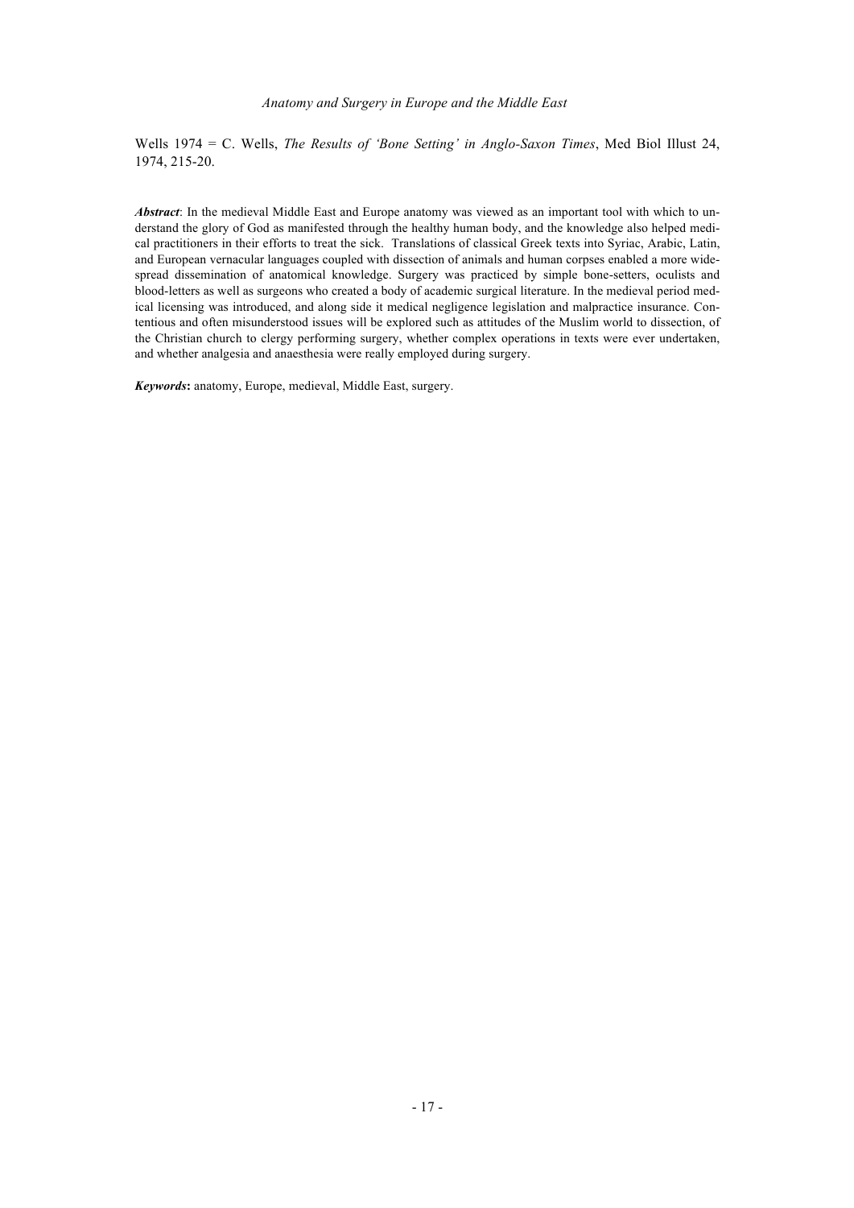Wells 1974 = C. Wells, *The Results of 'Bone Setting' in Anglo-Saxon Times*, Med Biol Illust 24, 1974, 215-20.

***Abstract***: In the medieval Middle East and Europe anatomy was viewed as an important tool with which to understand the glory of God as manifested through the healthy human body, and the knowledge also helped medical practitioners in their efforts to treat the sick. Translations of classical Greek texts into Syriac, Arabic, Latin, and European vernacular languages coupled with dissection of animals and human corpses enabled a more widespread dissemination of anatomical knowledge. Surgery was practiced by simple bone-setters, oculists and blood-letters as well as surgeons who created a body of academic surgical literature. In the medieval period medical licensing was introduced, and along side it medical negligence legislation and malpractice insurance. Contentious and often misunderstood issues will be explored such as attitudes of the Muslim world to dissection, of the Christian church to clergy performing surgery, whether complex operations in texts were ever undertaken, and whether analgesia and anaesthesia were really employed during surgery.

***Keywords*:** anatomy, Europe, medieval, Middle East, surgery.